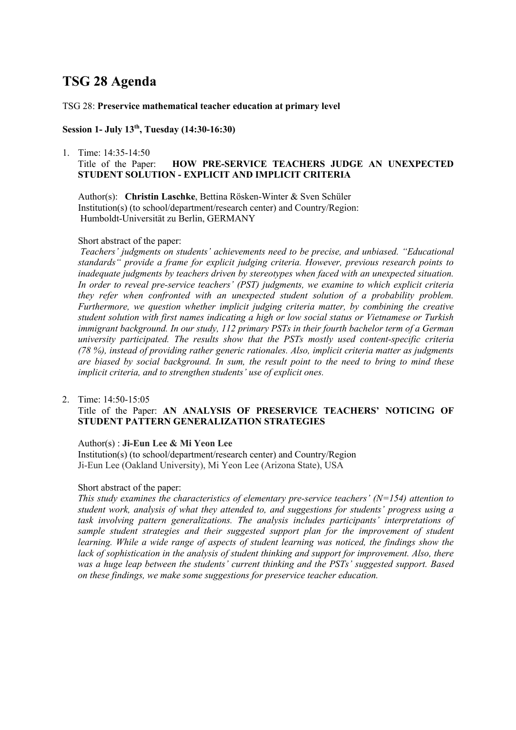# TSG 28 Agenda

TSG 28: **Preservice mathematical teacher education at primary level**

**Session 1- July 13th, Tuesday (14:30-16:30)**

1. Time: 14:35-14:50

   Title of the Paper: **HOW PRE-SERVICE TEACHERS JUDGE AN UNEXPECTED STUDENT SOLUTION - EXPLICIT AND IMPLICIT CRITERIA**

   Author(s): **Christin Laschke**, Bettina Rösken-Winter & Sven Schüler

   Institution(s) (to school/department/research center) and Country/Region:
   Humboldt-Universität zu Berlin, GERMANY

   Short abstract of the paper:

   *Teachers' judgments on students' achievements need to be precise, and unbiased. "Educational standards" provide a frame for explicit judging criteria. However, previous research points to inadequate judgments by teachers driven by stereotypes when faced with an unexpected situation. In order to reveal pre-service teachers' (PST) judgments, we examine to which explicit criteria they refer when confronted with an unexpected student solution of a probability problem. Furthermore, we question whether implicit judging criteria matter, by combining the creative student solution with first names indicating a high or low social status or Vietnamese or Turkish immigrant background. In our study, 112 primary PSTs in their fourth bachelor term of a German university participated. The results show that the PSTs mostly used content-specific criteria (78 %), instead of providing rather generic rationales. Also, implicit criteria matter as judgments are biased by social background. In sum, the result point to the need to bring to mind these implicit criteria, and to strengthen students' use of explicit ones.*

2. Time: 14:50-15:05

   Title of the Paper: **AN ANALYSIS OF PRESERVICE TEACHERS' NOTICING OF STUDENT PATTERN GENERALIZATION STRATEGIES**

   Author(s) : **Ji-Eun Lee & Mi Yeon Lee**

   Institution(s) (to school/department/research center) and Country/Region
   Ji-Eun Lee (Oakland University), Mi Yeon Lee (Arizona State), USA

   Short abstract of the paper:

   *This study examines the characteristics of elementary pre-service teachers' (N=154) attention to student work, analysis of what they attended to, and suggestions for students' progress using a task involving pattern generalizations. The analysis includes participants' interpretations of sample student strategies and their suggested support plan for the improvement of student learning. While a wide range of aspects of student learning was noticed, the findings show the lack of sophistication in the analysis of student thinking and support for improvement. Also, there was a huge leap between the students' current thinking and the PSTs' suggested support. Based on these findings, we make some suggestions for preservice teacher education.*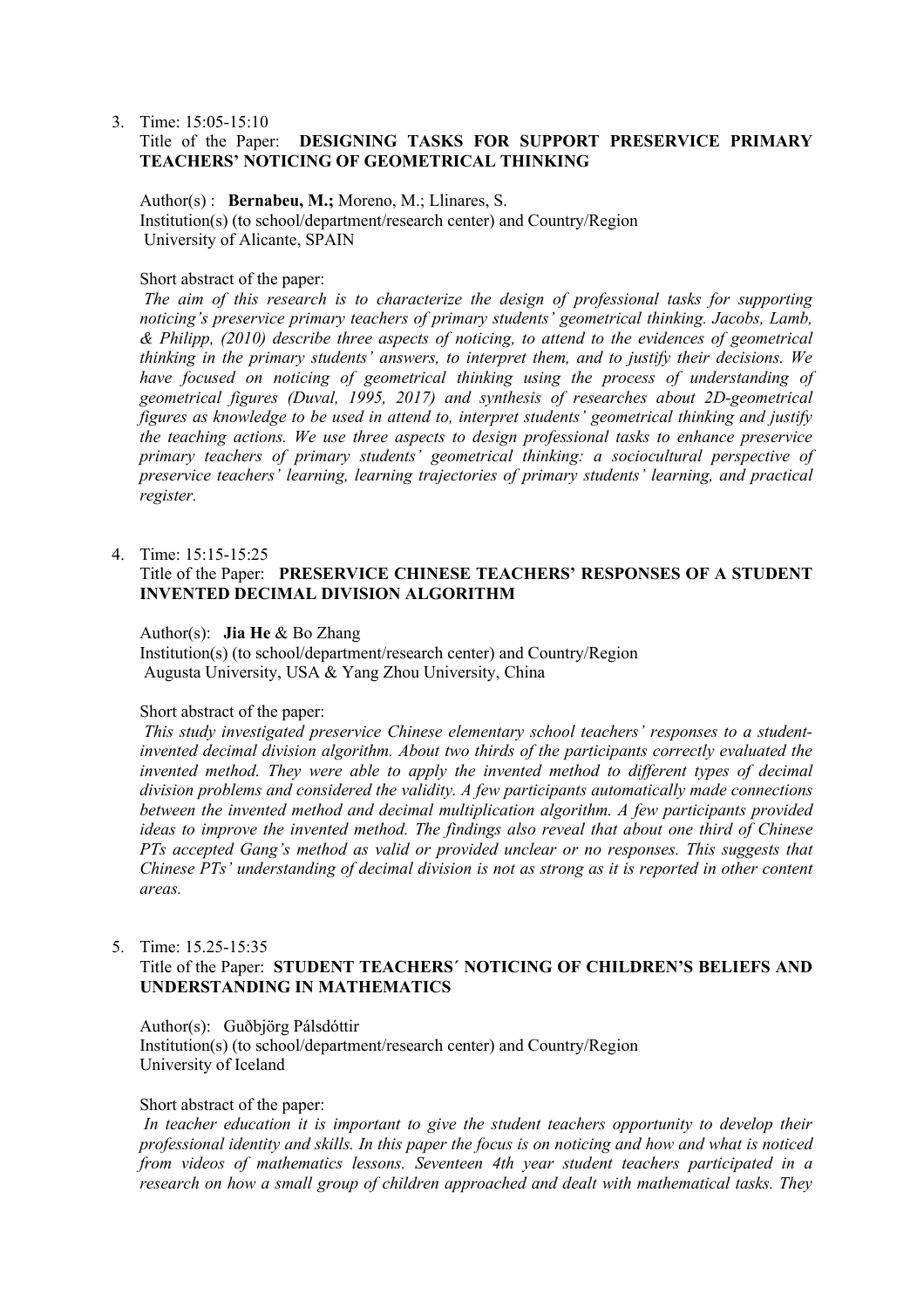3. Time: 15:05-15:10

   Title of the Paper: **DESIGNING TASKS FOR SUPPORT PRESERVICE PRIMARY TEACHERS' NOTICING OF GEOMETRICAL THINKING**

   Author(s) : **Bernabeu, M.;** Moreno, M.; Llinares, S.
   Institution(s) (to school/department/research center) and Country/Region
   University of Alicante, SPAIN

   Short abstract of the paper:
   *The aim of this research is to characterize the design of professional tasks for supporting noticing's preservice primary teachers of primary students' geometrical thinking. Jacobs, Lamb, & Philipp, (2010) describe three aspects of noticing, to attend to the evidences of geometrical thinking in the primary students' answers, to interpret them, and to justify their decisions. We have focused on noticing of geometrical thinking using the process of understanding of geometrical figures (Duval, 1995, 2017) and synthesis of researches about 2D-geometrical figures as knowledge to be used in attend to, interpret students' geometrical thinking and justify the teaching actions. We use three aspects to design professional tasks to enhance preservice primary teachers of primary students' geometrical thinking: a sociocultural perspective of preservice teachers' learning, learning trajectories of primary students' learning, and practical register.*

4. Time: 15:15-15:25

   Title of the Paper: **PRESERVICE CHINESE TEACHERS' RESPONSES OF A STUDENT INVENTED DECIMAL DIVISION ALGORITHM**

   Author(s): **Jia He** & Bo Zhang
   Institution(s) (to school/department/research center) and Country/Region
   Augusta University, USA & Yang Zhou University, China

   Short abstract of the paper:
   *This study investigated preservice Chinese elementary school teachers' responses to a student-invented decimal division algorithm. About two thirds of the participants correctly evaluated the invented method. They were able to apply the invented method to different types of decimal division problems and considered the validity. A few participants automatically made connections between the invented method and decimal multiplication algorithm. A few participants provided ideas to improve the invented method. The findings also reveal that about one third of Chinese PTs accepted Gang's method as valid or provided unclear or no responses. This suggests that Chinese PTs' understanding of decimal division is not as strong as it is reported in other content areas.*

5. Time: 15.25-15:35

   Title of the Paper: **STUDENT TEACHERS´ NOTICING OF CHILDREN'S BELIEFS AND UNDERSTANDING IN MATHEMATICS**

   Author(s): Guðbjörg Pálsdóttir
   Institution(s) (to school/department/research center) and Country/Region
   University of Iceland

   Short abstract of the paper:
   *In teacher education it is important to give the student teachers opportunity to develop their professional identity and skills. In this paper the focus is on noticing and how and what is noticed from videos of mathematics lessons. Seventeen 4th year student teachers participated in a research on how a small group of children approached and dealt with mathematical tasks. They*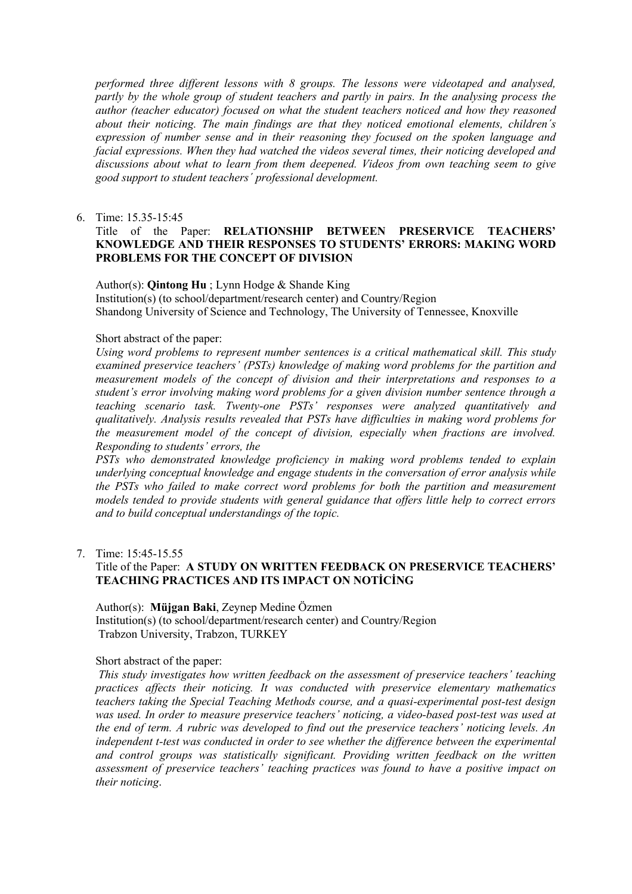*performed three different lessons with 8 groups. The lessons were videotaped and analysed, partly by the whole group of student teachers and partly in pairs. In the analysing process the author (teacher educator) focused on what the student teachers noticed and how they reasoned about their noticing. The main findings are that they noticed emotional elements, children´s expression of number sense and in their reasoning they focused on the spoken language and facial expressions. When they had watched the videos several times, their noticing developed and discussions about what to learn from them deepened. Videos from own teaching seem to give good support to student teachers´ professional development.*

6. Time: 15.35-15:45

   Title of the Paper: **RELATIONSHIP BETWEEN PRESERVICE TEACHERS' KNOWLEDGE AND THEIR RESPONSES TO STUDENTS' ERRORS: MAKING WORD PROBLEMS FOR THE CONCEPT OF DIVISION**

   Author(s): **Qintong Hu** ; Lynn Hodge & Shande King

   Institution(s) (to school/department/research center) and Country/Region

   Shandong University of Science and Technology, The University of Tennessee, Knoxville

   Short abstract of the paper:

   *Using word problems to represent number sentences is a critical mathematical skill. This study examined preservice teachers' (PSTs) knowledge of making word problems for the partition and measurement models of the concept of division and their interpretations and responses to a student's error involving making word problems for a given division number sentence through a teaching scenario task. Twenty-one PSTs' responses were analyzed quantitatively and qualitatively. Analysis results revealed that PSTs have difficulties in making word problems for the measurement model of the concept of division, especially when fractions are involved. Responding to students' errors, the*

   *PSTs who demonstrated knowledge proficiency in making word problems tended to explain underlying conceptual knowledge and engage students in the conversation of error analysis while the PSTs who failed to make correct word problems for both the partition and measurement models tended to provide students with general guidance that offers little help to correct errors and to build conceptual understandings of the topic.*

7. Time: 15:45-15.55

   Title of the Paper: **A STUDY ON WRITTEN FEEDBACK ON PRESERVICE TEACHERS' TEACHING PRACTICES AND ITS IMPACT ON NOTİCİNG**

   Author(s): **Müjgan Baki**, Zeynep Medine Özmen

   Institution(s) (to school/department/research center) and Country/Region

   Trabzon University, Trabzon, TURKEY

   Short abstract of the paper:

   *This study investigates how written feedback on the assessment of preservice teachers' teaching practices affects their noticing. It was conducted with preservice elementary mathematics teachers taking the Special Teaching Methods course, and a quasi-experimental post-test design was used. In order to measure preservice teachers' noticing, a video-based post-test was used at the end of term. A rubric was developed to find out the preservice teachers' noticing levels. An independent t-test was conducted in order to see whether the difference between the experimental and control groups was statistically significant. Providing written feedback on the written assessment of preservice teachers' teaching practices was found to have a positive impact on their noticing.*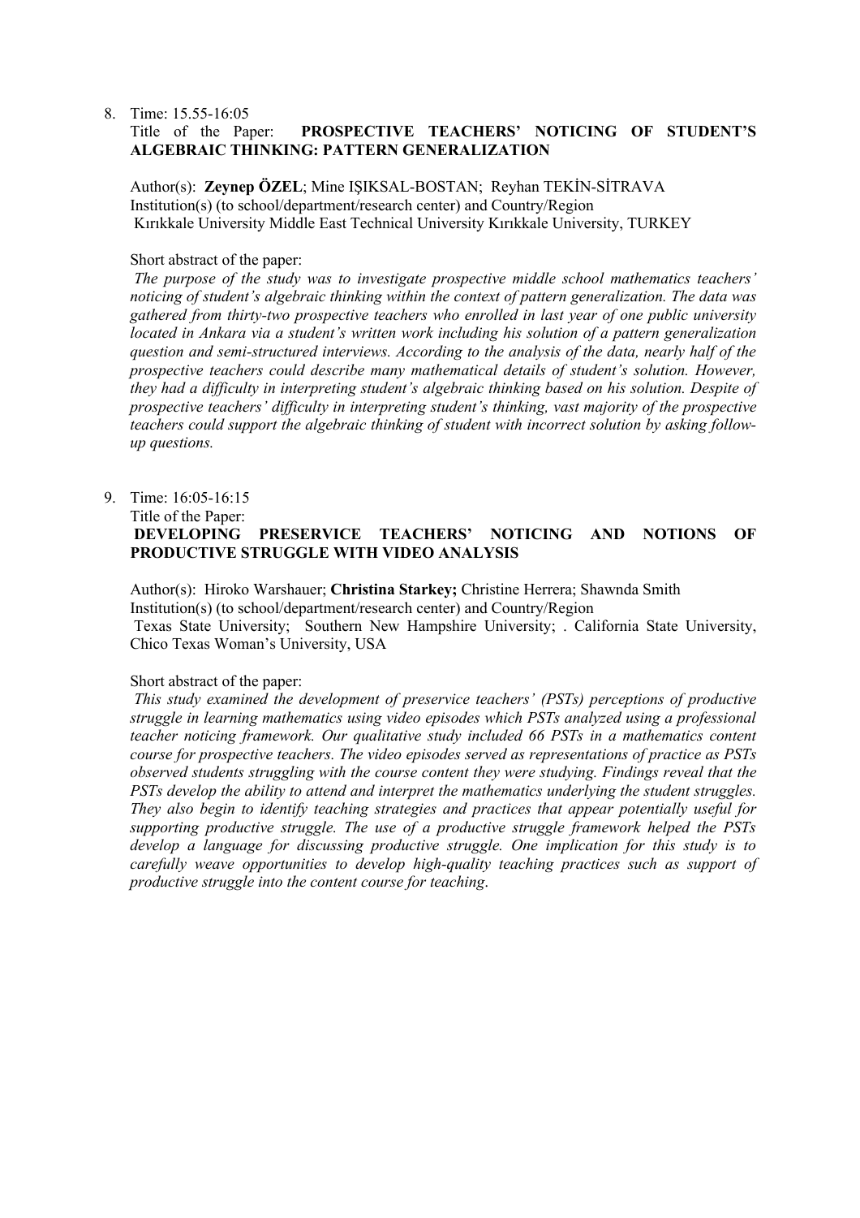8. Time: 15.55-16:05

   Title of the Paper: **PROSPECTIVE TEACHERS' NOTICING OF STUDENT'S ALGEBRAIC THINKING: PATTERN GENERALIZATION**

   Author(s): **Zeynep ÖZEL**; Mine IŞIKSAL-BOSTAN; Reyhan TEKİN-SİTRAVA
   Institution(s) (to school/department/research center) and Country/Region
   Kırıkkale University Middle East Technical University Kırıkkale University, TURKEY

   Short abstract of the paper:
   *The purpose of the study was to investigate prospective middle school mathematics teachers' noticing of student's algebraic thinking within the context of pattern generalization. The data was gathered from thirty-two prospective teachers who enrolled in last year of one public university located in Ankara via a student's written work including his solution of a pattern generalization question and semi-structured interviews. According to the analysis of the data, nearly half of the prospective teachers could describe many mathematical details of student's solution. However, they had a difficulty in interpreting student's algebraic thinking based on his solution. Despite of prospective teachers' difficulty in interpreting student's thinking, vast majority of the prospective teachers could support the algebraic thinking of student with incorrect solution by asking follow-up questions.*

9. Time: 16:05-16:15

   Title of the Paper:
   **DEVELOPING PRESERVICE TEACHERS' NOTICING AND NOTIONS OF PRODUCTIVE STRUGGLE WITH VIDEO ANALYSIS**

   Author(s): Hiroko Warshauer; **Christina Starkey;** Christine Herrera; Shawnda Smith
   Institution(s) (to school/department/research center) and Country/Region
   Texas State University; Southern New Hampshire University; . California State University, Chico Texas Woman's University, USA

   Short abstract of the paper:
   *This study examined the development of preservice teachers' (PSTs) perceptions of productive struggle in learning mathematics using video episodes which PSTs analyzed using a professional teacher noticing framework. Our qualitative study included 66 PSTs in a mathematics content course for prospective teachers. The video episodes served as representations of practice as PSTs observed students struggling with the course content they were studying. Findings reveal that the PSTs develop the ability to attend and interpret the mathematics underlying the student struggles. They also begin to identify teaching strategies and practices that appear potentially useful for supporting productive struggle. The use of a productive struggle framework helped the PSTs develop a language for discussing productive struggle. One implication for this study is to carefully weave opportunities to develop high-quality teaching practices such as support of productive struggle into the content course for teaching*.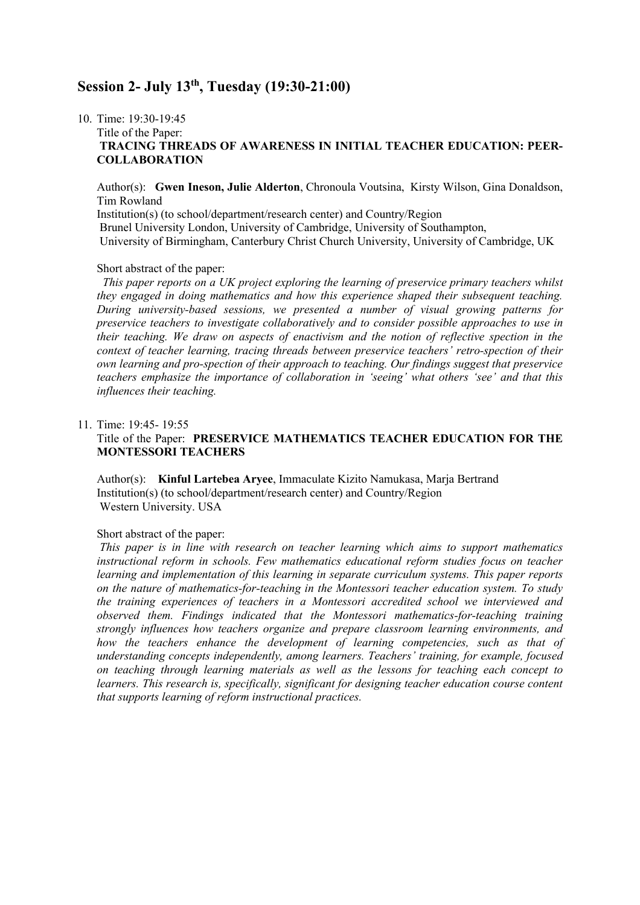## Session 2- July 13th, Tuesday (19:30-21:00)

10. Time: 19:30-19:45

    Title of the Paper:
    **TRACING THREADS OF AWARENESS IN INITIAL TEACHER EDUCATION: PEER-COLLABORATION**

    Author(s): **Gwen Ineson, Julie Alderton**, Chronoula Voutsina, Kirsty Wilson, Gina Donaldson, Tim Rowland

    Institution(s) (to school/department/research center) and Country/Region

    Brunel University London, University of Cambridge, University of Southampton, University of Birmingham, Canterbury Christ Church University, University of Cambridge, UK

    Short abstract of the paper:

    *This paper reports on a UK project exploring the learning of preservice primary teachers whilst they engaged in doing mathematics and how this experience shaped their subsequent teaching. During university-based sessions, we presented a number of visual growing patterns for preservice teachers to investigate collaboratively and to consider possible approaches to use in their teaching. We draw on aspects of enactivism and the notion of reflective spection in the context of teacher learning, tracing threads between preservice teachers' retro-spection of their own learning and pro-spection of their approach to teaching. Our findings suggest that preservice teachers emphasize the importance of collaboration in 'seeing' what others 'see' and that this influences their teaching.*

11. Time: 19:45- 19:55

    Title of the Paper: **PRESERVICE MATHEMATICS TEACHER EDUCATION FOR THE MONTESSORI TEACHERS**

    Author(s): **Kinful Lartebea Aryee**, Immaculate Kizito Namukasa, Marja Bertrand

    Institution(s) (to school/department/research center) and Country/Region

    Western University. USA

    Short abstract of the paper:

    *This paper is in line with research on teacher learning which aims to support mathematics instructional reform in schools. Few mathematics educational reform studies focus on teacher learning and implementation of this learning in separate curriculum systems. This paper reports on the nature of mathematics-for-teaching in the Montessori teacher education system. To study the training experiences of teachers in a Montessori accredited school we interviewed and observed them. Findings indicated that the Montessori mathematics-for-teaching training strongly influences how teachers organize and prepare classroom learning environments, and how the teachers enhance the development of learning competencies, such as that of understanding concepts independently, among learners. Teachers' training, for example, focused on teaching through learning materials as well as the lessons for teaching each concept to learners. This research is, specifically, significant for designing teacher education course content that supports learning of reform instructional practices.*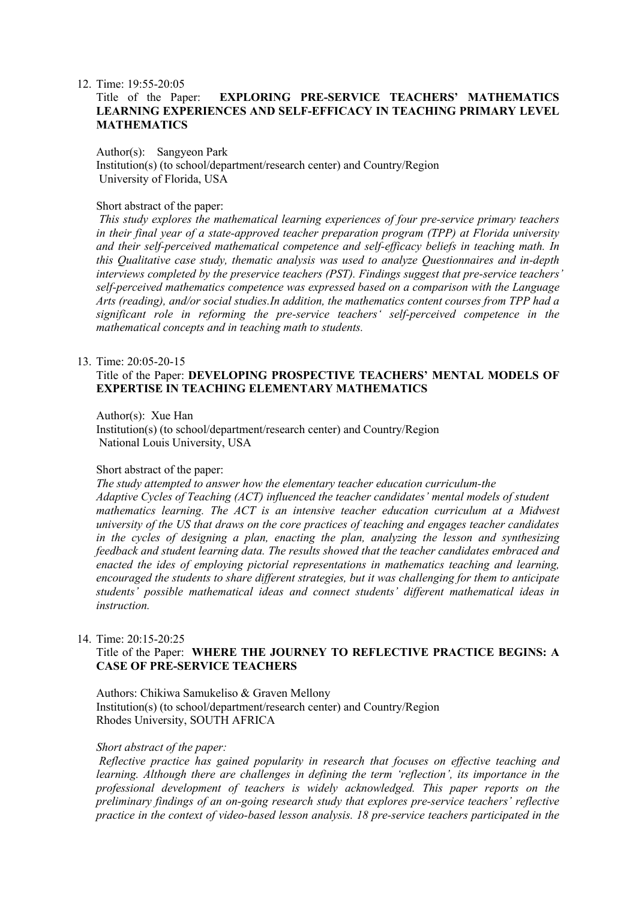12. Time: 19:55-20:05

    Title of the Paper: **EXPLORING PRE-SERVICE TEACHERS' MATHEMATICS LEARNING EXPERIENCES AND SELF-EFFICACY IN TEACHING PRIMARY LEVEL MATHEMATICS**

    Author(s): Sangyeon Park

    Institution(s) (to school/department/research center) and Country/Region

    University of Florida, USA

    Short abstract of the paper:

    *This study explores the mathematical learning experiences of four pre-service primary teachers in their final year of a state-approved teacher preparation program (TPP) at Florida university and their self-perceived mathematical competence and self-efficacy beliefs in teaching math. In this Qualitative case study, thematic analysis was used to analyze Questionnaires and in-depth interviews completed by the preservice teachers (PST). Findings suggest that pre-service teachers' self-perceived mathematics competence was expressed based on a comparison with the Language Arts (reading), and/or social studies.In addition, the mathematics content courses from TPP had a significant role in reforming the pre-service teachers' self-perceived competence in the mathematical concepts and in teaching math to students.*

13. Time: 20:05-20-15

    Title of the Paper: **DEVELOPING PROSPECTIVE TEACHERS' MENTAL MODELS OF EXPERTISE IN TEACHING ELEMENTARY MATHEMATICS**

    Author(s): Xue Han

    Institution(s) (to school/department/research center) and Country/Region

    National Louis University, USA

    Short abstract of the paper:

    *The study attempted to answer how the elementary teacher education curriculum-the Adaptive Cycles of Teaching (ACT) influenced the teacher candidates' mental models of student mathematics learning. The ACT is an intensive teacher education curriculum at a Midwest university of the US that draws on the core practices of teaching and engages teacher candidates in the cycles of designing a plan, enacting the plan, analyzing the lesson and synthesizing feedback and student learning data. The results showed that the teacher candidates embraced and enacted the ides of employing pictorial representations in mathematics teaching and learning, encouraged the students to share different strategies, but it was challenging for them to anticipate students' possible mathematical ideas and connect students' different mathematical ideas in instruction.*

14. Time: 20:15-20:25

    Title of the Paper: **WHERE THE JOURNEY TO REFLECTIVE PRACTICE BEGINS: A CASE OF PRE-SERVICE TEACHERS**

    Authors: Chikiwa Samukeliso & Graven Mellony

    Institution(s) (to school/department/research center) and Country/Region

    Rhodes University, SOUTH AFRICA

    *Short abstract of the paper:*

    *Reflective practice has gained popularity in research that focuses on effective teaching and learning. Although there are challenges in defining the term 'reflection', its importance in the professional development of teachers is widely acknowledged. This paper reports on the preliminary findings of an on-going research study that explores pre-service teachers' reflective practice in the context of video-based lesson analysis. 18 pre-service teachers participated in the*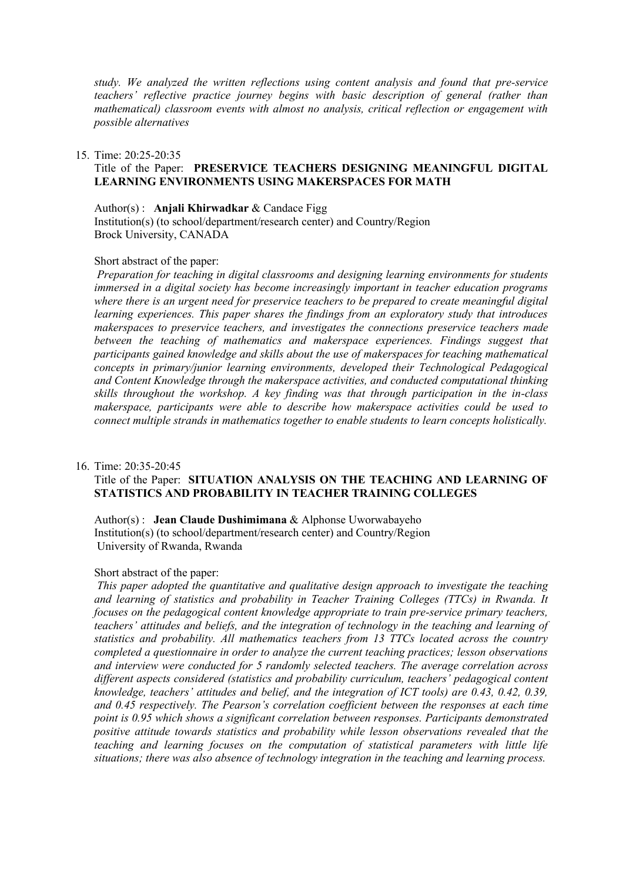*study. We analyzed the written reflections using content analysis and found that pre-service teachers' reflective practice journey begins with basic description of general (rather than mathematical) classroom events with almost no analysis, critical reflection or engagement with possible alternatives*

15. Time: 20:25-20:35

    Title of the Paper: **PRESERVICE TEACHERS DESIGNING MEANINGFUL DIGITAL LEARNING ENVIRONMENTS USING MAKERSPACES FOR MATH**

    Author(s) : **Anjali Khirwadkar** & Candace Figg
    Institution(s) (to school/department/research center) and Country/Region
    Brock University, CANADA

    Short abstract of the paper:

    *Preparation for teaching in digital classrooms and designing learning environments for students immersed in a digital society has become increasingly important in teacher education programs where there is an urgent need for preservice teachers to be prepared to create meaningful digital learning experiences. This paper shares the findings from an exploratory study that introduces makerspaces to preservice teachers, and investigates the connections preservice teachers made between the teaching of mathematics and makerspace experiences. Findings suggest that participants gained knowledge and skills about the use of makerspaces for teaching mathematical concepts in primary/junior learning environments, developed their Technological Pedagogical and Content Knowledge through the makerspace activities, and conducted computational thinking skills throughout the workshop. A key finding was that through participation in the in-class makerspace, participants were able to describe how makerspace activities could be used to connect multiple strands in mathematics together to enable students to learn concepts holistically.*

16. Time: 20:35-20:45

    Title of the Paper: **SITUATION ANALYSIS ON THE TEACHING AND LEARNING OF STATISTICS AND PROBABILITY IN TEACHER TRAINING COLLEGES**

    Author(s) : **Jean Claude Dushimimana** & Alphonse Uworwabayeho
    Institution(s) (to school/department/research center) and Country/Region
    University of Rwanda, Rwanda

    Short abstract of the paper:

    *This paper adopted the quantitative and qualitative design approach to investigate the teaching and learning of statistics and probability in Teacher Training Colleges (TTCs) in Rwanda. It focuses on the pedagogical content knowledge appropriate to train pre-service primary teachers, teachers' attitudes and beliefs, and the integration of technology in the teaching and learning of statistics and probability. All mathematics teachers from 13 TTCs located across the country completed a questionnaire in order to analyze the current teaching practices; lesson observations and interview were conducted for 5 randomly selected teachers. The average correlation across different aspects considered (statistics and probability curriculum, teachers' pedagogical content knowledge, teachers' attitudes and belief, and the integration of ICT tools) are 0.43, 0.42, 0.39, and 0.45 respectively. The Pearson's correlation coefficient between the responses at each time point is 0.95 which shows a significant correlation between responses. Participants demonstrated positive attitude towards statistics and probability while lesson observations revealed that the teaching and learning focuses on the computation of statistical parameters with little life situations; there was also absence of technology integration in the teaching and learning process.*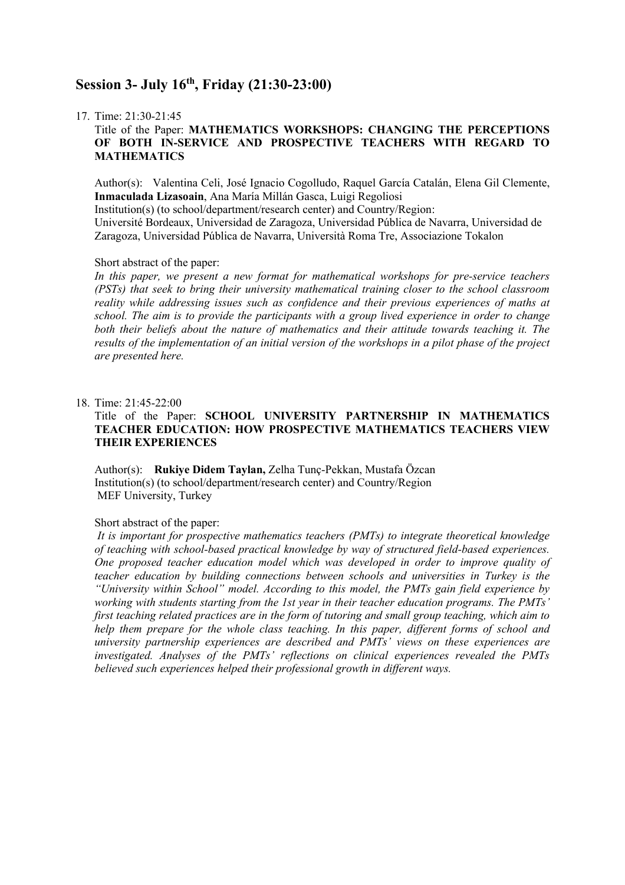## Session 3- July 16th, Friday (21:30-23:00)

17. Time: 21:30-21:45

    Title of the Paper: **MATHEMATICS WORKSHOPS: CHANGING THE PERCEPTIONS OF BOTH IN-SERVICE AND PROSPECTIVE TEACHERS WITH REGARD TO MATHEMATICS**

    Author(s): Valentina Celi, José Ignacio Cogolludo, Raquel García Catalán, Elena Gil Clemente, **Inmaculada Lizasoain**, Ana María Millán Gasca, Luigi Regoliosi

    Institution(s) (to school/department/research center) and Country/Region:

    Université Bordeaux, Universidad de Zaragoza, Universidad Pública de Navarra, Universidad de Zaragoza, Universidad Pública de Navarra, Università Roma Tre, Associazione Tokalon

    Short abstract of the paper:

    *In this paper, we present a new format for mathematical workshops for pre-service teachers (PSTs) that seek to bring their university mathematical training closer to the school classroom reality while addressing issues such as confidence and their previous experiences of maths at school. The aim is to provide the participants with a group lived experience in order to change both their beliefs about the nature of mathematics and their attitude towards teaching it. The results of the implementation of an initial version of the workshops in a pilot phase of the project are presented here.*

18. Time: 21:45-22:00

    Title of the Paper: **SCHOOL UNIVERSITY PARTNERSHIP IN MATHEMATICS TEACHER EDUCATION: HOW PROSPECTIVE MATHEMATICS TEACHERS VIEW THEIR EXPERIENCES**

    Author(s): **Rukiye Didem Taylan,** Zelha Tunç-Pekkan, Mustafa Özcan

    Institution(s) (to school/department/research center) and Country/Region

    MEF University, Turkey

    Short abstract of the paper:

    *It is important for prospective mathematics teachers (PMTs) to integrate theoretical knowledge of teaching with school-based practical knowledge by way of structured field-based experiences. One proposed teacher education model which was developed in order to improve quality of teacher education by building connections between schools and universities in Turkey is the "University within School" model. According to this model, the PMTs gain field experience by working with students starting from the 1st year in their teacher education programs. The PMTs' first teaching related practices are in the form of tutoring and small group teaching, which aim to help them prepare for the whole class teaching. In this paper, different forms of school and university partnership experiences are described and PMTs' views on these experiences are investigated. Analyses of the PMTs' reflections on clinical experiences revealed the PMTs believed such experiences helped their professional growth in different ways.*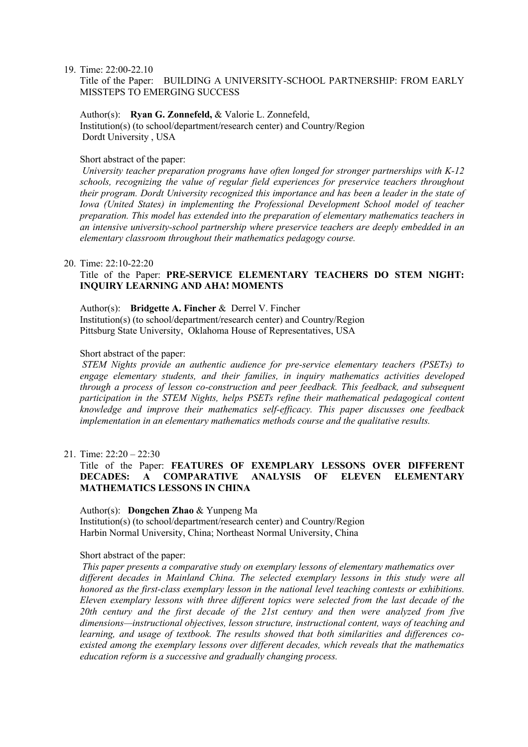19. Time: 22:00-22.10

    Title of the Paper: BUILDING A UNIVERSITY-SCHOOL PARTNERSHIP: FROM EARLY MISSTEPS TO EMERGING SUCCESS

    Author(s): **Ryan G. Zonnefeld,** & Valorie L. Zonnefeld,
    Institution(s) (to school/department/research center) and Country/Region
    Dordt University , USA

    Short abstract of the paper:
    *University teacher preparation programs have often longed for stronger partnerships with K-12 schools, recognizing the value of regular field experiences for preservice teachers throughout their program. Dordt University recognized this importance and has been a leader in the state of Iowa (United States) in implementing the Professional Development School model of teacher preparation. This model has extended into the preparation of elementary mathematics teachers in an intensive university-school partnership where preservice teachers are deeply embedded in an elementary classroom throughout their mathematics pedagogy course.*

20. Time: 22:10-22:20

    Title of the Paper: **PRE-SERVICE ELEMENTARY TEACHERS DO STEM NIGHT: INQUIRY LEARNING AND AHA! MOMENTS**

    Author(s): **Bridgette A. Fincher** & Derrel V. Fincher
    Institution(s) (to school/department/research center) and Country/Region
    Pittsburg State University, Oklahoma House of Representatives, USA

    Short abstract of the paper:
    *STEM Nights provide an authentic audience for pre-service elementary teachers (PSETs) to engage elementary students, and their families, in inquiry mathematics activities developed through a process of lesson co-construction and peer feedback. This feedback, and subsequent participation in the STEM Nights, helps PSETs refine their mathematical pedagogical content knowledge and improve their mathematics self-efficacy. This paper discusses one feedback implementation in an elementary mathematics methods course and the qualitative results.*

21. Time: 22:20 – 22:30

    Title of the Paper: **FEATURES OF EXEMPLARY LESSONS OVER DIFFERENT DECADES: A COMPARATIVE ANALYSIS OF ELEVEN ELEMENTARY MATHEMATICS LESSONS IN CHINA**

    Author(s): **Dongchen Zhao** & Yunpeng Ma
    Institution(s) (to school/department/research center) and Country/Region
    Harbin Normal University, China; Northeast Normal University, China

    Short abstract of the paper:
    *This paper presents a comparative study on exemplary lessons of elementary mathematics over different decades in Mainland China. The selected exemplary lessons in this study were all honored as the first-class exemplary lesson in the national level teaching contests or exhibitions. Eleven exemplary lessons with three different topics were selected from the last decade of the 20th century and the first decade of the 21st century and then were analyzed from five dimensions—instructional objectives, lesson structure, instructional content, ways of teaching and learning, and usage of textbook. The results showed that both similarities and differences co-existed among the exemplary lessons over different decades, which reveals that the mathematics education reform is a successive and gradually changing process.*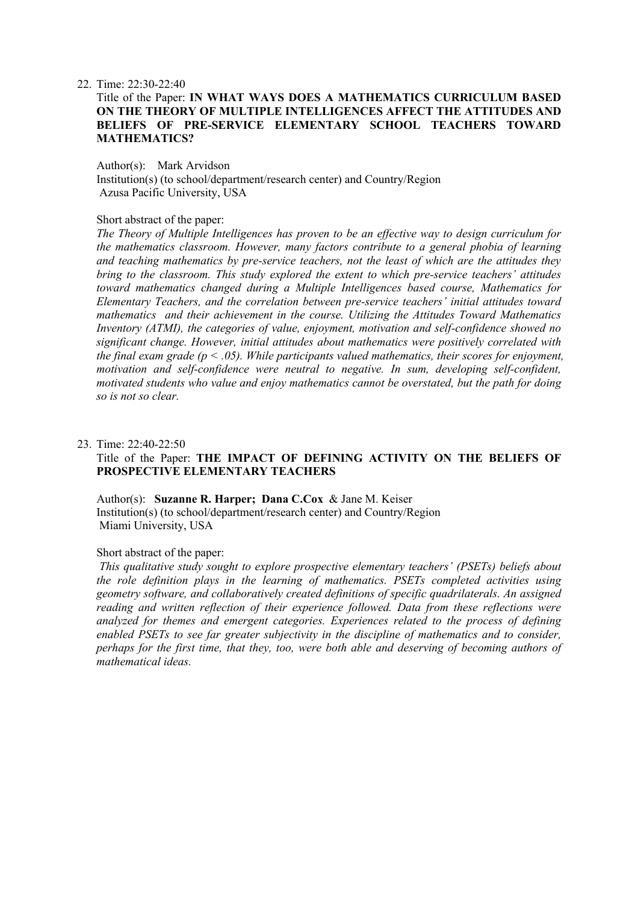22. Time: 22:30-22:40

    Title of the Paper: **IN WHAT WAYS DOES A MATHEMATICS CURRICULUM BASED ON THE THEORY OF MULTIPLE INTELLIGENCES AFFECT THE ATTITUDES AND BELIEFS OF PRE-SERVICE ELEMENTARY SCHOOL TEACHERS TOWARD MATHEMATICS?**

    Author(s): Mark Arvidson
    Institution(s) (to school/department/research center) and Country/Region
    Azusa Pacific University, USA

    Short abstract of the paper:
    *The Theory of Multiple Intelligences has proven to be an effective way to design curriculum for the mathematics classroom. However, many factors contribute to a general phobia of learning and teaching mathematics by pre-service teachers, not the least of which are the attitudes they bring to the classroom. This study explored the extent to which pre-service teachers' attitudes toward mathematics changed during a Multiple Intelligences based course, Mathematics for Elementary Teachers, and the correlation between pre-service teachers' initial attitudes toward mathematics and their achievement in the course. Utilizing the Attitudes Toward Mathematics Inventory (ATMI), the categories of value, enjoyment, motivation and self-confidence showed no significant change. However, initial attitudes about mathematics were positively correlated with the final exam grade ($p < .05$). While participants valued mathematics, their scores for enjoyment, motivation and self-confidence were neutral to negative. In sum, developing self-confident, motivated students who value and enjoy mathematics cannot be overstated, but the path for doing so is not so clear.*

23. Time: 22:40-22:50

    Title of the Paper: **THE IMPACT OF DEFINING ACTIVITY ON THE BELIEFS OF PROSPECTIVE ELEMENTARY TEACHERS**

    Author(s): **Suzanne R. Harper; Dana C.Cox** & Jane M. Keiser
    Institution(s) (to school/department/research center) and Country/Region
    Miami University, USA

    Short abstract of the paper:
    *This qualitative study sought to explore prospective elementary teachers' (PSETs) beliefs about the role definition plays in the learning of mathematics. PSETs completed activities using geometry software, and collaboratively created definitions of specific quadrilaterals. An assigned reading and written reflection of their experience followed. Data from these reflections were analyzed for themes and emergent categories. Experiences related to the process of defining enabled PSETs to see far greater subjectivity in the discipline of mathematics and to consider, perhaps for the first time, that they, too, were both able and deserving of becoming authors of mathematical ideas.*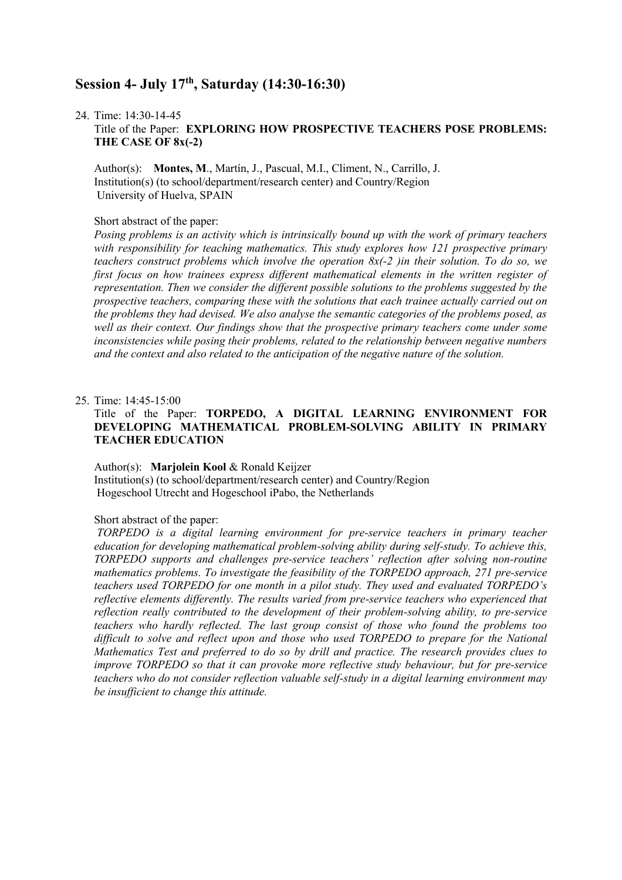## Session 4- July 17$^{th}$, Saturday (14:30-16:30)

24. Time: 14:30-14-45

    Title of the Paper: **EXPLORING HOW PROSPECTIVE TEACHERS POSE PROBLEMS: THE CASE OF 8x(-2)**

    Author(s): **Montes, M**., Martín, J., Pascual, M.I., Climent, N., Carrillo, J.
    Institution(s) (to school/department/research center) and Country/Region
    University of Huelva, SPAIN

    Short abstract of the paper:

    *Posing problems is an activity which is intrinsically bound up with the work of primary teachers with responsibility for teaching mathematics. This study explores how 121 prospective primary teachers construct problems which involve the operation 8x(-2 )in their solution. To do so, we first focus on how trainees express different mathematical elements in the written register of representation. Then we consider the different possible solutions to the problems suggested by the prospective teachers, comparing these with the solutions that each trainee actually carried out on the problems they had devised. We also analyse the semantic categories of the problems posed, as well as their context. Our findings show that the prospective primary teachers come under some inconsistencies while posing their problems, related to the relationship between negative numbers and the context and also related to the anticipation of the negative nature of the solution.*

25. Time: 14:45-15:00

    Title of the Paper: **TORPEDO, A DIGITAL LEARNING ENVIRONMENT FOR DEVELOPING MATHEMATICAL PROBLEM-SOLVING ABILITY IN PRIMARY TEACHER EDUCATION**

    Author(s): **Marjolein Kool** & Ronald Keijzer
    Institution(s) (to school/department/research center) and Country/Region
    Hogeschool Utrecht and Hogeschool iPabo, the Netherlands

    Short abstract of the paper:

    *TORPEDO is a digital learning environment for pre-service teachers in primary teacher education for developing mathematical problem-solving ability during self-study. To achieve this, TORPEDO supports and challenges pre-service teachers' reflection after solving non-routine mathematics problems. To investigate the feasibility of the TORPEDO approach, 271 pre-service teachers used TORPEDO for one month in a pilot study. They used and evaluated TORPEDO's reflective elements differently. The results varied from pre-service teachers who experienced that reflection really contributed to the development of their problem-solving ability, to pre-service teachers who hardly reflected. The last group consist of those who found the problems too difficult to solve and reflect upon and those who used TORPEDO to prepare for the National Mathematics Test and preferred to do so by drill and practice. The research provides clues to improve TORPEDO so that it can provoke more reflective study behaviour, but for pre-service teachers who do not consider reflection valuable self-study in a digital learning environment may be insufficient to change this attitude.*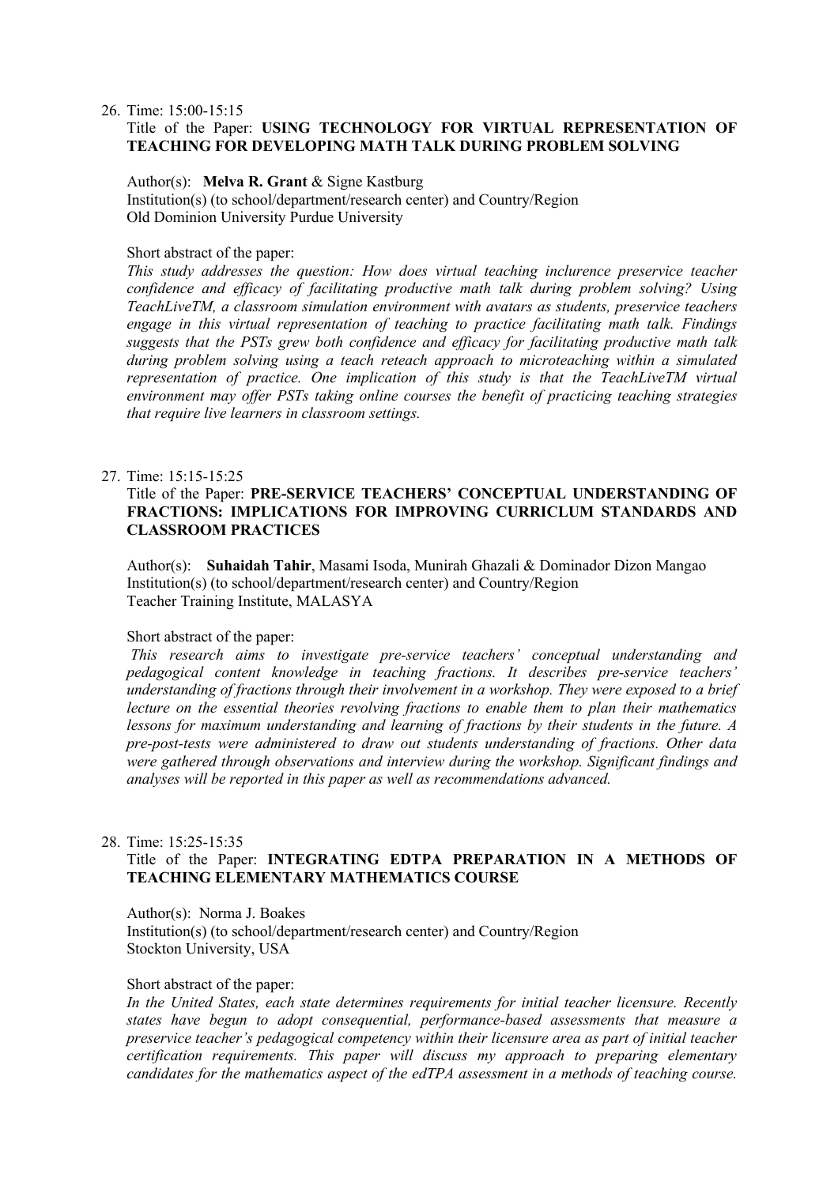26. Time: 15:00-15:15

    Title of the Paper: **USING TECHNOLOGY FOR VIRTUAL REPRESENTATION OF TEACHING FOR DEVELOPING MATH TALK DURING PROBLEM SOLVING**

    Author(s): **Melva R. Grant** & Signe Kastburg
    Institution(s) (to school/department/research center) and Country/Region
    Old Dominion University Purdue University

    Short abstract of the paper:
    *This study addresses the question: How does virtual teaching inclurence preservice teacher confidence and efficacy of facilitating productive math talk during problem solving? Using TeachLiveTM, a classroom simulation environment with avatars as students, preservice teachers engage in this virtual representation of teaching to practice facilitating math talk. Findings suggests that the PSTs grew both confidence and efficacy for facilitating productive math talk during problem solving using a teach reteach approach to microteaching within a simulated representation of practice. One implication of this study is that the TeachLiveTM virtual environment may offer PSTs taking online courses the benefit of practicing teaching strategies that require live learners in classroom settings.*

27. Time: 15:15-15:25

    Title of the Paper: **PRE-SERVICE TEACHERS' CONCEPTUAL UNDERSTANDING OF FRACTIONS: IMPLICATIONS FOR IMPROVING CURRICLUM STANDARDS AND CLASSROOM PRACTICES**

    Author(s): **Suhaidah Tahir**, Masami Isoda, Munirah Ghazali & Dominador Dizon Mangao
    Institution(s) (to school/department/research center) and Country/Region
    Teacher Training Institute, MALASYA

    Short abstract of the paper:
    *This research aims to investigate pre-service teachers' conceptual understanding and pedagogical content knowledge in teaching fractions. It describes pre-service teachers' understanding of fractions through their involvement in a workshop. They were exposed to a brief lecture on the essential theories revolving fractions to enable them to plan their mathematics lessons for maximum understanding and learning of fractions by their students in the future. A pre-post-tests were administered to draw out students understanding of fractions. Other data were gathered through observations and interview during the workshop. Significant findings and analyses will be reported in this paper as well as recommendations advanced.*

28. Time: 15:25-15:35

    Title of the Paper: **INTEGRATING EDTPA PREPARATION IN A METHODS OF TEACHING ELEMENTARY MATHEMATICS COURSE**

    Author(s): Norma J. Boakes
    Institution(s) (to school/department/research center) and Country/Region
    Stockton University, USA

    Short abstract of the paper:
    *In the United States, each state determines requirements for initial teacher licensure. Recently states have begun to adopt consequential, performance-based assessments that measure a preservice teacher's pedagogical competency within their licensure area as part of initial teacher certification requirements. This paper will discuss my approach to preparing elementary candidates for the mathematics aspect of the edTPA assessment in a methods of teaching course.*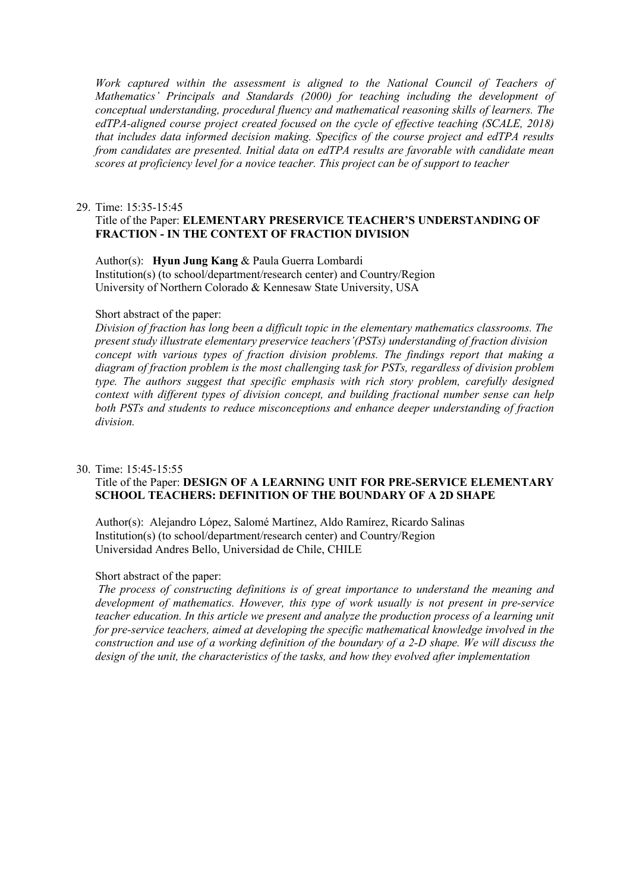*Work captured within the assessment is aligned to the National Council of Teachers of Mathematics' Principals and Standards (2000) for teaching including the development of conceptual understanding, procedural fluency and mathematical reasoning skills of learners. The edTPA-aligned course project created focused on the cycle of effective teaching (SCALE, 2018) that includes data informed decision making. Specifics of the course project and edTPA results from candidates are presented. Initial data on edTPA results are favorable with candidate mean scores at proficiency level for a novice teacher. This project can be of support to teacher*

29. Time: 15:35-15:45

    Title of the Paper: **ELEMENTARY PRESERVICE TEACHER'S UNDERSTANDING OF FRACTION - IN THE CONTEXT OF FRACTION DIVISION**

    Author(s): **Hyun Jung Kang** & Paula Guerra Lombardi
    Institution(s) (to school/department/research center) and Country/Region
    University of Northern Colorado & Kennesaw State University, USA

    Short abstract of the paper:
    *Division of fraction has long been a difficult topic in the elementary mathematics classrooms. The present study illustrate elementary preservice teachers'(PSTs) understanding of fraction division concept with various types of fraction division problems. The findings report that making a diagram of fraction problem is the most challenging task for PSTs, regardless of division problem type. The authors suggest that specific emphasis with rich story problem, carefully designed context with different types of division concept, and building fractional number sense can help both PSTs and students to reduce misconceptions and enhance deeper understanding of fraction division.*

30. Time: 15:45-15:55

    Title of the Paper: **DESIGN OF A LEARNING UNIT FOR PRE-SERVICE ELEMENTARY SCHOOL TEACHERS: DEFINITION OF THE BOUNDARY OF A 2D SHAPE**

    Author(s): Alejandro López, Salomé Martínez, Aldo Ramírez, Ricardo Salinas
    Institution(s) (to school/department/research center) and Country/Region
    Universidad Andres Bello, Universidad de Chile, CHILE

    Short abstract of the paper:
    *The process of constructing definitions is of great importance to understand the meaning and development of mathematics. However, this type of work usually is not present in pre-service teacher education. In this article we present and analyze the production process of a learning unit for pre-service teachers, aimed at developing the specific mathematical knowledge involved in the construction and use of a working definition of the boundary of a 2-D shape. We will discuss the design of the unit, the characteristics of the tasks, and how they evolved after implementation*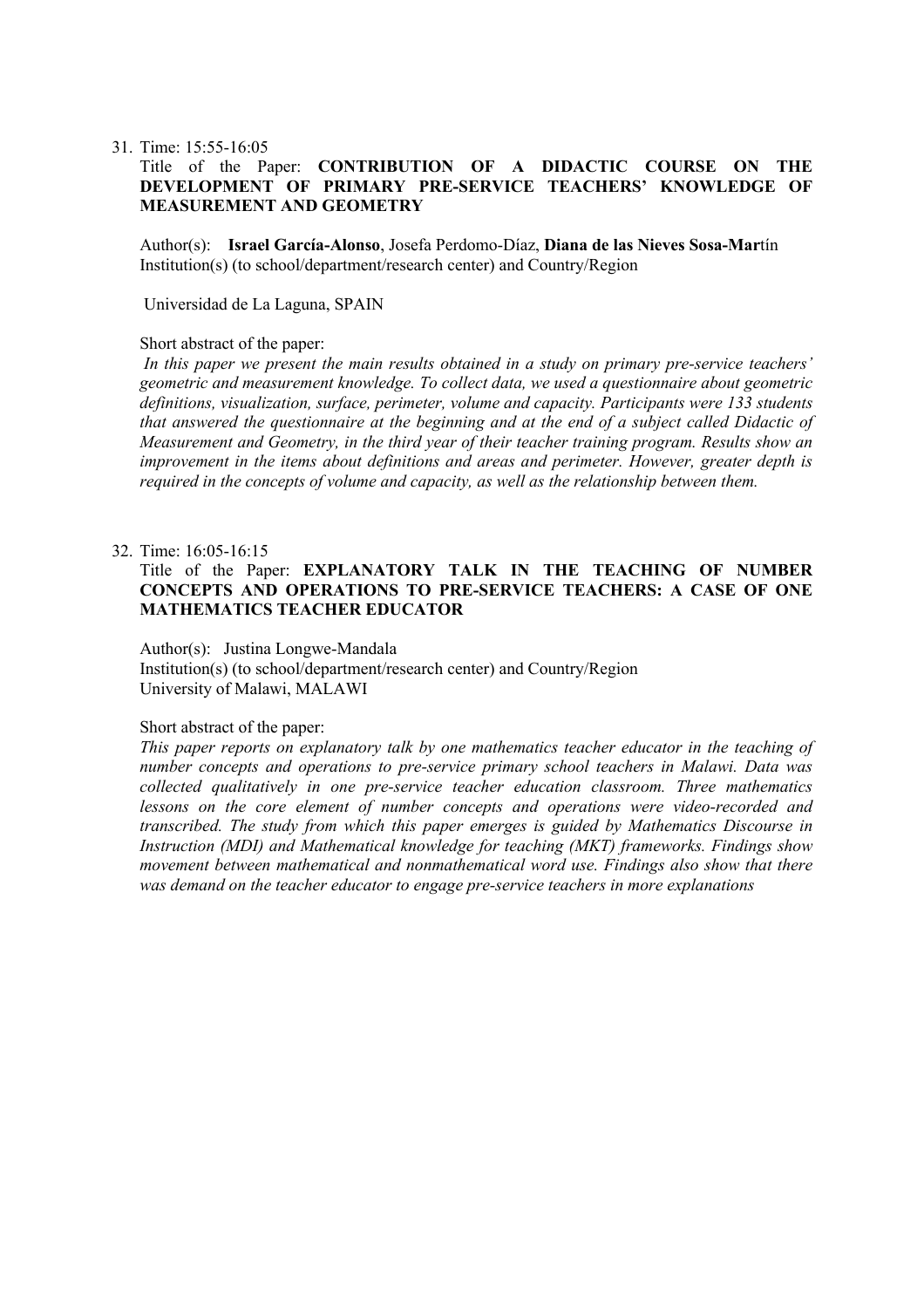31. Time: 15:55-16:05

    Title of the Paper: **CONTRIBUTION OF A DIDACTIC COURSE ON THE DEVELOPMENT OF PRIMARY PRE-SERVICE TEACHERS' KNOWLEDGE OF MEASUREMENT AND GEOMETRY**

    Author(s): **Israel García-Alonso**, Josefa Perdomo-Díaz, **Diana de las Nieves Sosa-Mar**tín
    Institution(s) (to school/department/research center) and Country/Region

    Universidad de La Laguna, SPAIN

    Short abstract of the paper:
    *In this paper we present the main results obtained in a study on primary pre-service teachers' geometric and measurement knowledge. To collect data, we used a questionnaire about geometric definitions, visualization, surface, perimeter, volume and capacity. Participants were 133 students that answered the questionnaire at the beginning and at the end of a subject called Didactic of Measurement and Geometry, in the third year of their teacher training program. Results show an improvement in the items about definitions and areas and perimeter. However, greater depth is required in the concepts of volume and capacity, as well as the relationship between them.*

32. Time: 16:05-16:15

    Title of the Paper: **EXPLANATORY TALK IN THE TEACHING OF NUMBER CONCEPTS AND OPERATIONS TO PRE-SERVICE TEACHERS: A CASE OF ONE MATHEMATICS TEACHER EDUCATOR**

    Author(s): Justina Longwe-Mandala
    Institution(s) (to school/department/research center) and Country/Region
    University of Malawi, MALAWI

    Short abstract of the paper:
    *This paper reports on explanatory talk by one mathematics teacher educator in the teaching of number concepts and operations to pre-service primary school teachers in Malawi. Data was collected qualitatively in one pre-service teacher education classroom. Three mathematics lessons on the core element of number concepts and operations were video-recorded and transcribed. The study from which this paper emerges is guided by Mathematics Discourse in Instruction (MDI) and Mathematical knowledge for teaching (MKT) frameworks. Findings show movement between mathematical and nonmathematical word use. Findings also show that there was demand on the teacher educator to engage pre-service teachers in more explanations*